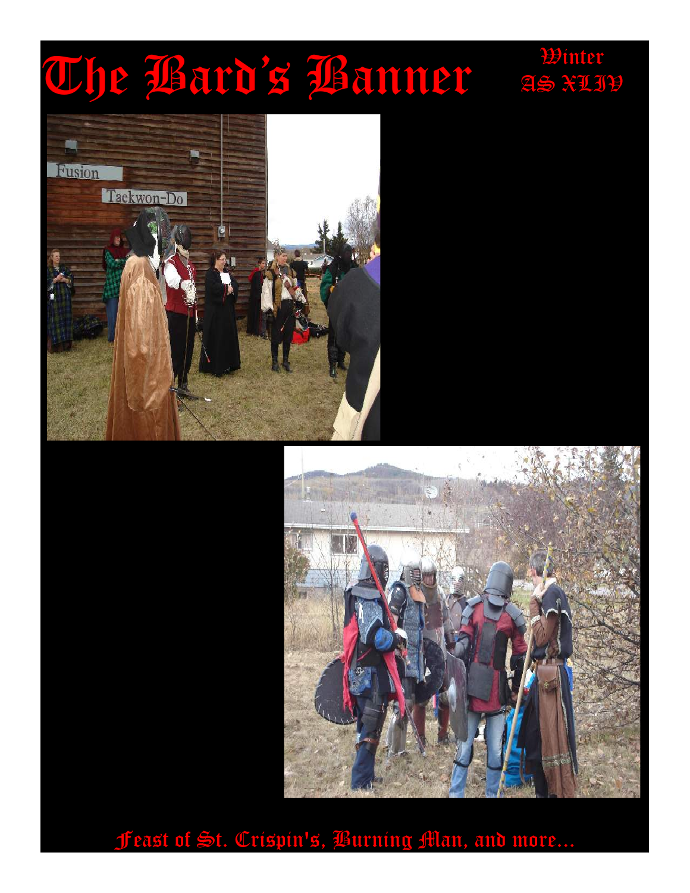# The Bard's Banner

Winter
AS XLIV

Feast of St. Crispin's, Burning Man, and more...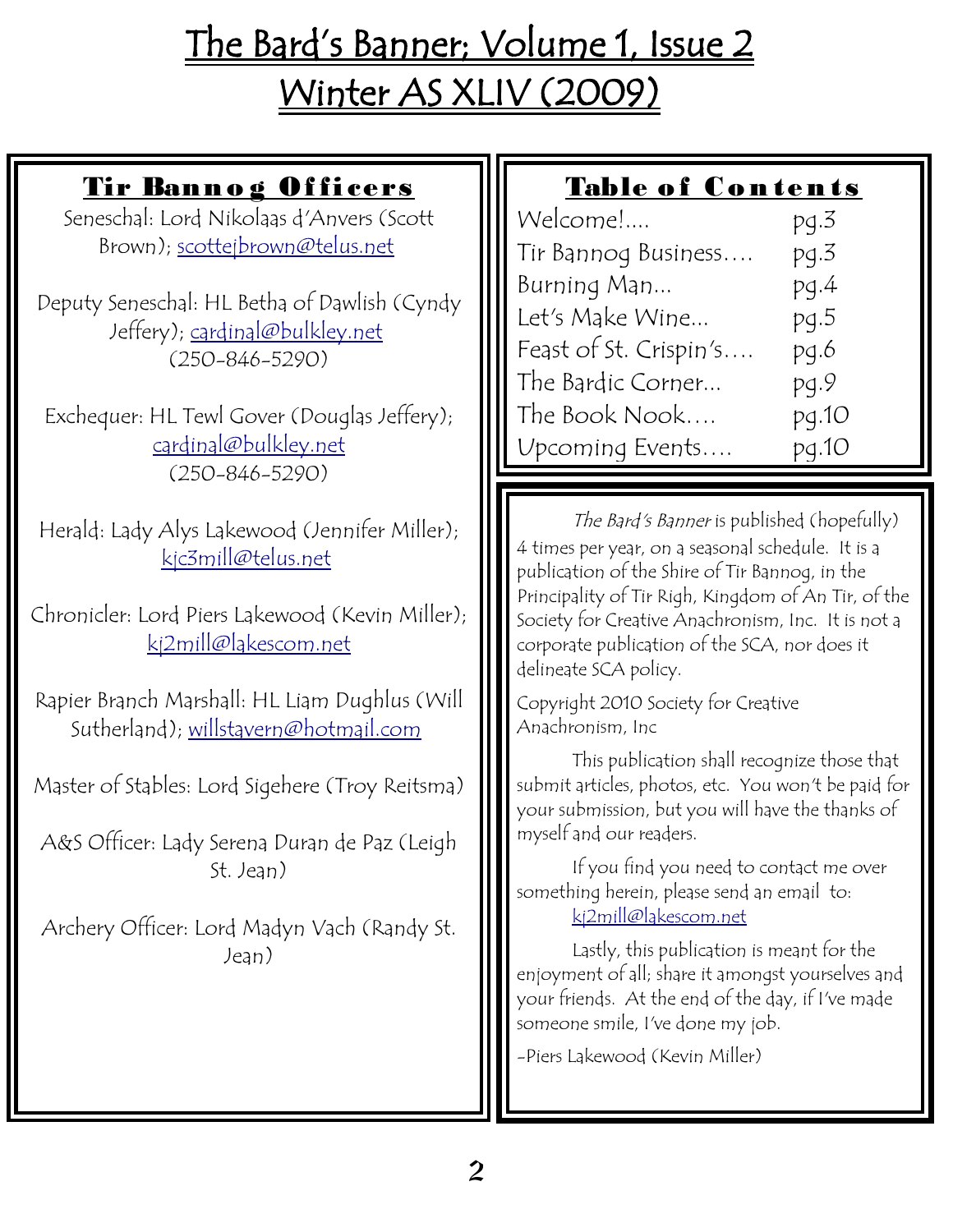# The Bard's Banner; Volume 1, Issue 2
# Winter AS XLIV (2009)

## Tir Bannog Officers

Seneschal: Lord Nikolaas d'Anvers (Scott Brown); scottejbrown@telus.net

Deputy Seneschal: HL Betha of Dawlish (Cyndy Jeffery); cardinal@bulkley.net (250-846-5290)

Exchequer: HL Tewl Gover (Douglas Jeffery); cardinal@bulkley.net (250-846-5290)

Herald: Lady Alys Lakewood (Jennifer Miller); kjc3mill@telus.net

Chronicler: Lord Piers Lakewood (Kevin Miller); kj2mill@lakescom.net

Rapier Branch Marshall: HL Liam Dughlus (Will Sutherland); willstavern@hotmail.com

Master of Stables: Lord Sigehere (Troy Reitsma)

A&S Officer: Lady Serena Duran de Paz (Leigh St. Jean)

Archery Officer: Lord Madyn Vach (Randy St. Jean)

## Table of Contents

| | |
|---|---|
| Welcome!.... | pg.3 |
| Tir Bannog Business…. | pg.3 |
| Burning Man… | pg.4 |
| Let's Make Wine… | pg.5 |
| Feast of St. Crispin's…. | pg.6 |
| The Bardic Corner… | pg.9 |
| The Book Nook…. | pg.10 |
| Upcoming Events…. | pg.10 |

*The Bard's Banner* is published (hopefully) 4 times per year, on a seasonal schedule. It is a publication of the Shire of Tir Bannog, in the Principality of Tir Righ, Kingdom of An Tir, of the Society for Creative Anachronism, Inc. It is not a corporate publication of the SCA, nor does it delineate SCA policy.

Copyright 2010 Society for Creative Anachronism, Inc

This publication shall recognize those that submit articles, photos, etc. You won't be paid for your submission, but you will have the thanks of myself and our readers.

If you find you need to contact me over something herein, please send an email to: kj2mill@lakescom.net

Lastly, this publication is meant for the enjoyment of all; share it amongst yourselves and your friends. At the end of the day, if I've made someone smile, I've done my job.

-Piers Lakewood (Kevin Miller)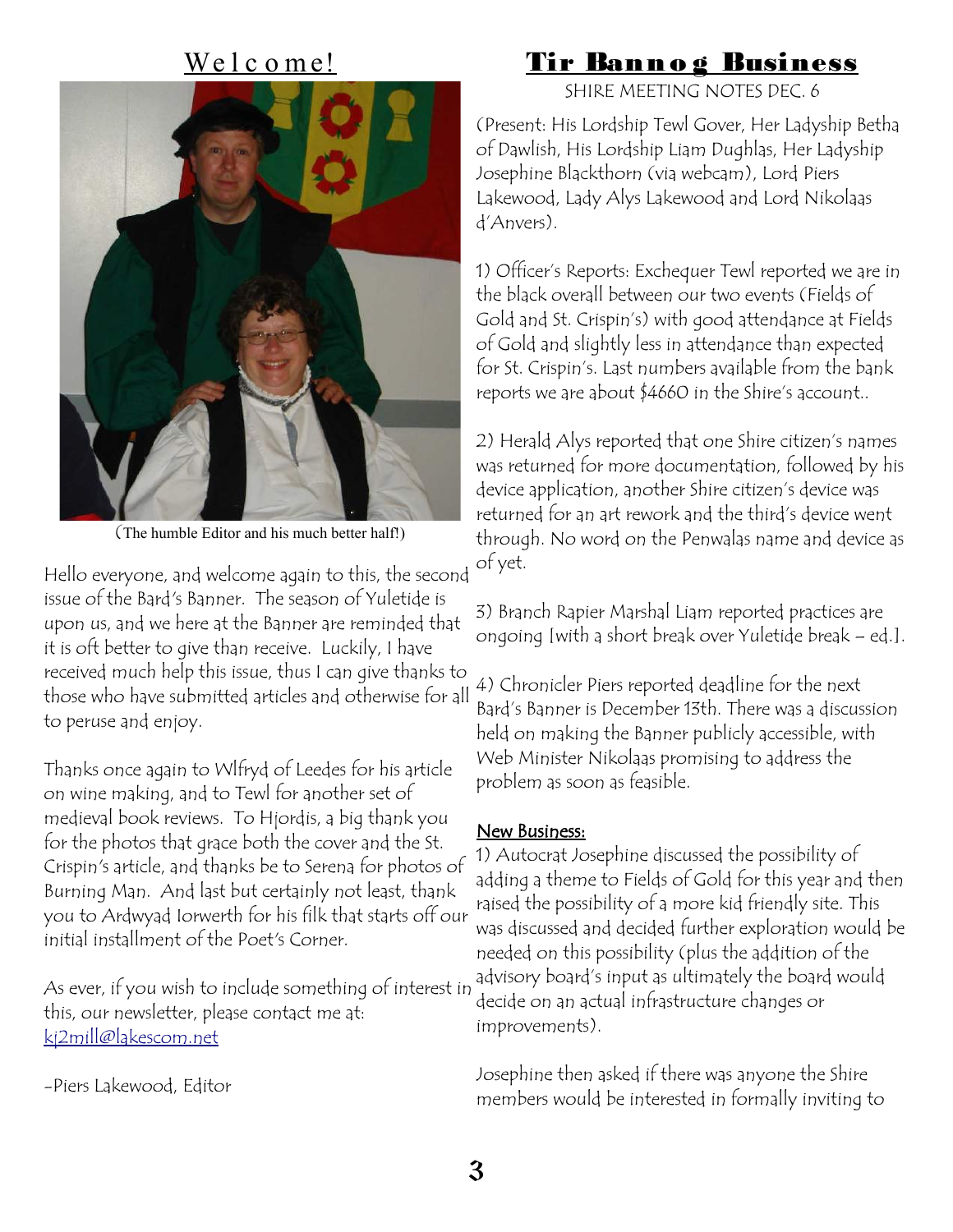## Welcome!

(The humble Editor and his much better half!)

Hello everyone, and welcome again to this, the second issue of the Bard's Banner. The season of Yuletide is upon us, and we here at the Banner are reminded that it is oft better to give than receive. Luckily, I have received much help this issue, thus I can give thanks to those who have submitted articles and otherwise for all to peruse and enjoy.

Thanks once again to Wlfryd of Leedes for his article on wine making, and to Tewl for another set of medieval book reviews. To Hjordis, a big thank you for the photos that grace both the cover and the St. Crispin's article, and thanks be to Serena for photos of Burning Man. And last but certainly not least, thank you to Ardwyad Iorwerth for his filk that starts off our initial installment of the Poet's Corner.

As ever, if you wish to include something of interest in this, our newsletter, please contact me at: kj2mill@lakescom.net

-Piers Lakewood, Editor

## Tir Bannog Business

SHIRE MEETING NOTES DEC. 6

(Present: His Lordship Tewl Gover, Her Ladyship Betha of Dawlish, His Lordship Liam Dughlas, Her Ladyship Josephine Blackthorn (via webcam), Lord Piers Lakewood, Lady Alys Lakewood and Lord Nikolaas d'Anvers).

1) Officer's Reports: Exchequer Tewl reported we are in the black overall between our two events (Fields of Gold and St. Crispin's) with good attendance at Fields of Gold and slightly less in attendance than expected for St. Crispin's. Last numbers available from the bank reports we are about $4660 in the Shire's account..

2) Herald Alys reported that one Shire citizen's names was returned for more documentation, followed by his device application, another Shire citizen's device was returned for an art rework and the third's device went through. No word on the Penwalas name and device as of yet.

3) Branch Rapier Marshal Liam reported practices are ongoing [with a short break over Yuletide break – ed.].

4) Chronicler Piers reported deadline for the next Bard's Banner is December 13th. There was a discussion held on making the Banner publicly accessible, with Web Minister Nikolaas promising to address the problem as soon as feasible.

**New Business:**

1) Autocrat Josephine discussed the possibility of adding a theme to Fields of Gold for this year and then raised the possibility of a more kid friendly site. This was discussed and decided further exploration would be needed on this possibility (plus the addition of the advisory board's input as ultimately the board would decide on an actual infrastructure changes or improvements).

Josephine then asked if there was anyone the Shire members would be interested in formally inviting to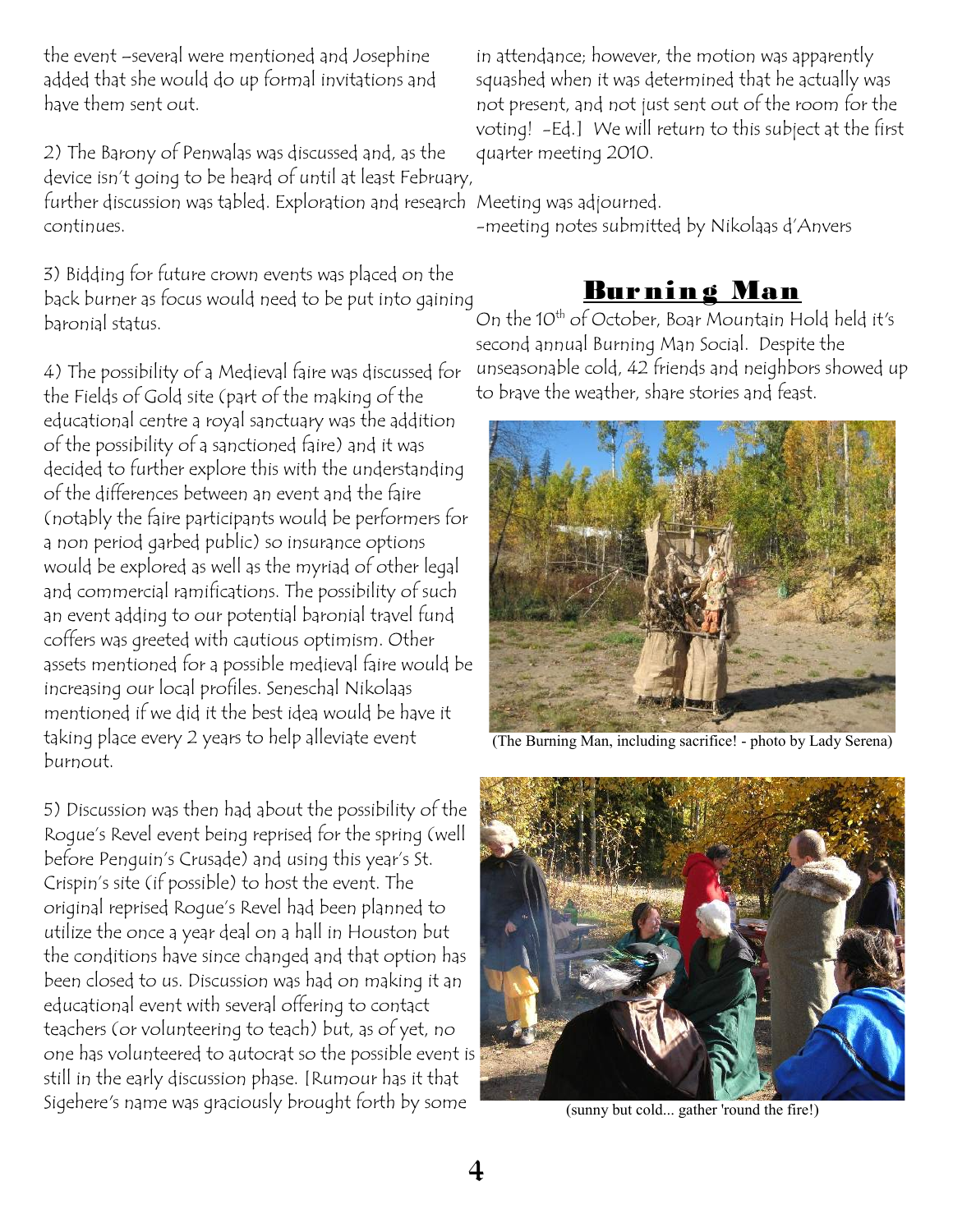the event –several were mentioned and Josephine added that she would do up formal invitations and have them sent out.

2) The Barony of Penwalas was discussed and, as the device isn't going to be heard of until at least February, further discussion was tabled. Exploration and research continues.

3) Bidding for future crown events was placed on the back burner as focus would need to be put into gaining baronial status.

4) The possibility of a Medieval faire was discussed for the Fields of Gold site (part of the making of the educational centre a royal sanctuary was the addition of the possibility of a sanctioned faire) and it was decided to further explore this with the understanding of the differences between an event and the faire (notably the faire participants would be performers for a non period garbed public) so insurance options would be explored as well as the myriad of other legal and commercial ramifications. The possibility of such an event adding to our potential baronial travel fund coffers was greeted with cautious optimism. Other assets mentioned for a possible medieval faire would be increasing our local profiles. Seneschal Nikolaas mentioned if we did it the best idea would be have it taking place every 2 years to help alleviate event burnout.

5) Discussion was then had about the possibility of the Rogue's Revel event being reprised for the spring (well before Penguin's Crusade) and using this year's St. Crispin's site (if possible) to host the event. The original reprised Rogue's Revel had been planned to utilize the once a year deal on a hall in Houston but the conditions have since changed and that option has been closed to us. Discussion was had on making it an educational event with several offering to contact teachers (or volunteering to teach) but, as of yet, no one has volunteered to autocrat so the possible event is still in the early discussion phase. [Rumour has it that Sigehere's name was graciously brought forth by some in attendance; however, the motion was apparently squashed when it was determined that he actually was not present, and not just sent out of the room for the voting! -Ed.] We will return to this subject at the first quarter meeting 2010.

Meeting was adjourned.

-meeting notes submitted by Nikolaas d'Anvers

## Burning Man

On the 10th of October, Boar Mountain Hold held it's second annual Burning Man Social. Despite the unseasonable cold, 42 friends and neighbors showed up to brave the weather, share stories and feast.

(The Burning Man, including sacrifice! - photo by Lady Serena)

(sunny but cold... gather 'round the fire!)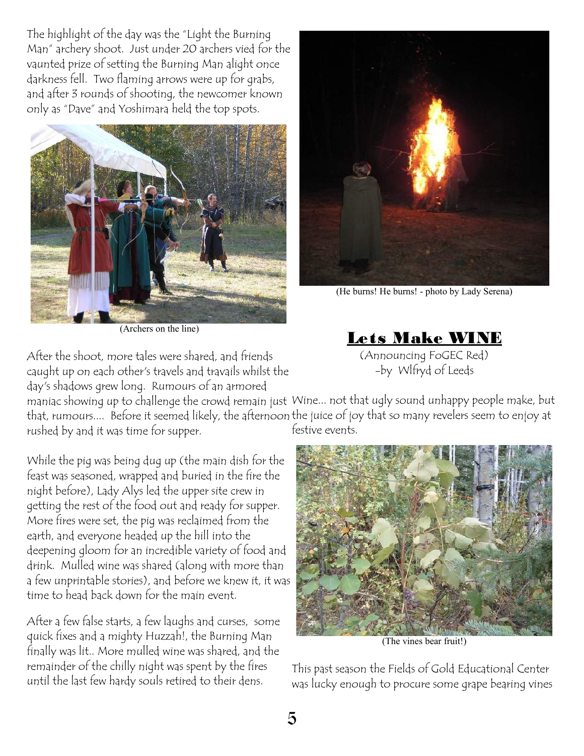The highlight of the day was the "Light the Burning Man" archery shoot. Just under 20 archers vied for the vaunted prize of setting the Burning Man alight once darkness fell. Two flaming arrows were up for grabs, and after 3 rounds of shooting, the newcomer known only as "Dave" and Yoshimara held the top spots.

(Archers on the line)

After the shoot, more tales were shared, and friends caught up on each other's travels and travails whilst the day's shadows grew long. Rumours of an armored maniac showing up to challenge the crowd remain just that, rumours.... Before it seemed likely, the afternoon rushed by and it was time for supper.

While the pig was being dug up (the main dish for the feast was seasoned, wrapped and buried in the fire the night before), Lady Alys led the upper site crew in getting the rest of the food out and ready for supper. More fires were set, the pig was reclaimed from the earth, and everyone headed up the hill into the deepening gloom for an incredible variety of food and drink. Mulled wine was shared (along with more than a few unprintable stories), and before we knew it, it was time to head back down for the main event.

After a few false starts, a few laughs and curses, some quick fixes and a mighty Huzzah!, the Burning Man finally was lit.. More mulled wine was shared, and the remainder of the chilly night was spent by the fires until the last few hardy souls retired to their dens.

(He burns! He burns! - photo by Lady Serena)

## Lets Make WINE

(Announcing FoGEC Red)

-by Wlfryd of Leeds

Wine... not that ugly sound unhappy people make, but the juice of joy that so many revelers seem to enjoy at festive events.

(The vines bear fruit!)

This past season the Fields of Gold Educational Center was lucky enough to procure some grape bearing vines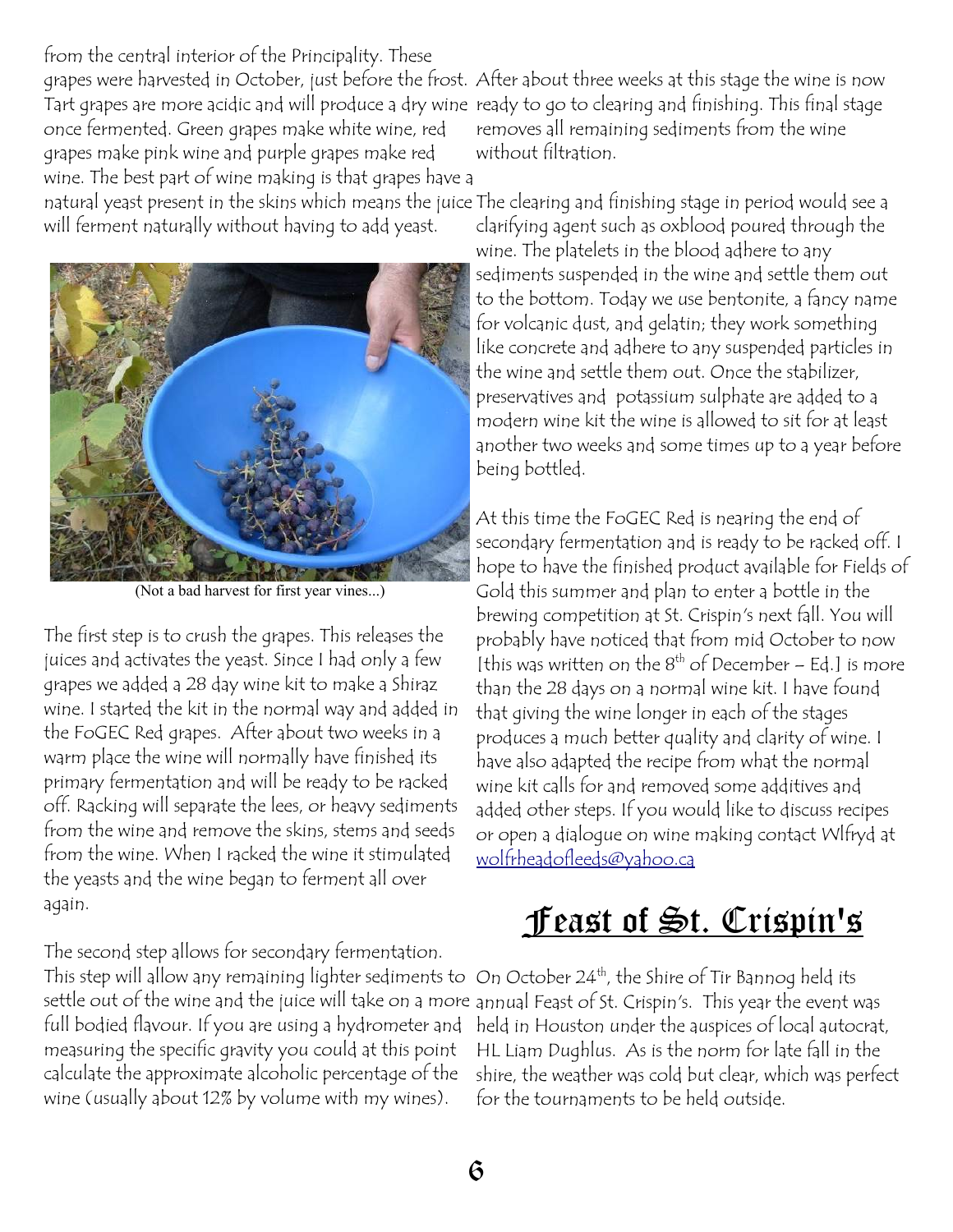from the central interior of the Principality. These grapes were harvested in October, just before the frost. Tart grapes are more acidic and will produce a dry wine once fermented. Green grapes make white wine, red grapes make pink wine and purple grapes make red wine. The best part of wine making is that grapes have a natural yeast present in the skins which means the juice will ferment naturally without having to add yeast.

(Not a bad harvest for first year vines...)

The first step is to crush the grapes. This releases the juices and activates the yeast. Since I had only a few grapes we added a 28 day wine kit to make a Shiraz wine. I started the kit in the normal way and added in the FoGEC Red grapes. After about two weeks in a warm place the wine will normally have finished its primary fermentation and will be ready to be racked off. Racking will separate the lees, or heavy sediments from the wine and remove the skins, stems and seeds from the wine. When I racked the wine it stimulated the yeasts and the wine began to ferment all over again.

The second step allows for secondary fermentation. This step will allow any remaining lighter sediments to settle out of the wine and the juice will take on a more full bodied flavour. If you are using a hydrometer and measuring the specific gravity you could at this point calculate the approximate alcoholic percentage of the wine (usually about 12% by volume with my wines).

After about three weeks at this stage the wine is now ready to go to clearing and finishing. This final stage removes all remaining sediments from the wine without filtration.

The clearing and finishing stage in period would see a clarifying agent such as oxblood poured through the wine. The platelets in the blood adhere to any sediments suspended in the wine and settle them out to the bottom. Today we use bentonite, a fancy name for volcanic dust, and gelatin; they work something like concrete and adhere to any suspended particles in the wine and settle them out. Once the stabilizer, preservatives and potassium sulphate are added to a modern wine kit the wine is allowed to sit for at least another two weeks and some times up to a year before being bottled.

At this time the FoGEC Red is nearing the end of secondary fermentation and is ready to be racked off. I hope to have the finished product available for Fields of Gold this summer and plan to enter a bottle in the brewing competition at St. Crispin's next fall. You will probably have noticed that from mid October to now [this was written on the 8th of December – Ed.] is more than the 28 days on a normal wine kit. I have found that giving the wine longer in each of the stages produces a much better quality and clarity of wine. I have also adapted the recipe from what the normal wine kit calls for and removed some additives and added other steps. If you would like to discuss recipes or open a dialogue on wine making contact Wlfryd at wolfrheadofleeds@yahoo.ca

# Feast of St. Crispin's

On October 24th, the Shire of Tir Bannog held its annual Feast of St. Crispin's. This year the event was held in Houston under the auspices of local autocrat, HL Liam Dughlus. As is the norm for late fall in the shire, the weather was cold but clear, which was perfect for the tournaments to be held outside.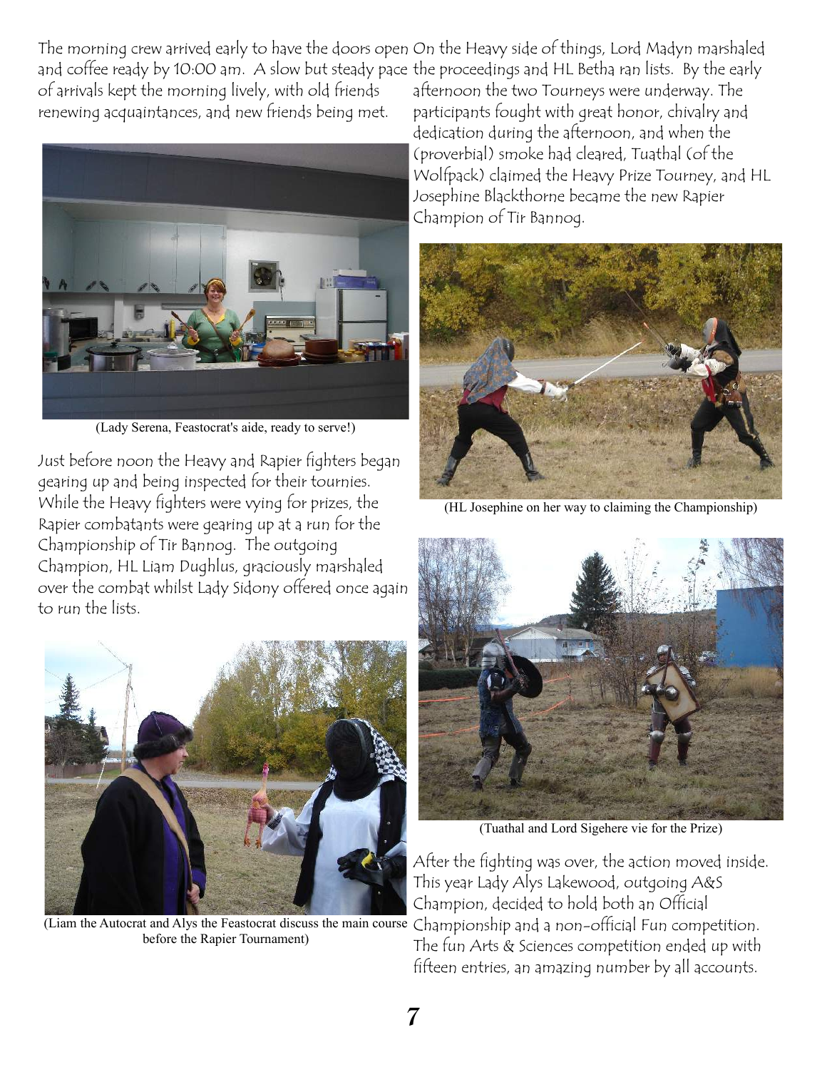The morning crew arrived early to have the doors open and coffee ready by 10:00 am. A slow but steady pace of arrivals kept the morning lively, with old friends renewing acquaintances, and new friends being met.

(Lady Serena, Feastocrat's aide, ready to serve!)

Just before noon the Heavy and Rapier fighters began gearing up and being inspected for their tournies. While the Heavy fighters were vying for prizes, the Rapier combatants were gearing up at a run for the Championship of Tir Bannog. The outgoing Champion, HL Liam Dughlus, graciously marshaled over the combat whilst Lady Sidony offered once again to run the lists.

(Liam the Autocrat and Alys the Feastocrat discuss the main course before the Rapier Tournament)

On the Heavy side of things, Lord Madyn marshaled the proceedings and HL Betha ran lists. By the early afternoon the two Tourneys were underway. The participants fought with great honor, chivalry and dedication during the afternoon, and when the (proverbial) smoke had cleared, Tuathal (of the Wolfpack) claimed the Heavy Prize Tourney, and HL Josephine Blackthorne became the new Rapier Champion of Tir Bannog.

(HL Josephine on her way to claiming the Championship)

(Tuathal and Lord Sigehere vie for the Prize)

After the fighting was over, the action moved inside. This year Lady Alys Lakewood, outgoing A&S Champion, decided to hold both an Official Championship and a non-official Fun competition. The fun Arts & Sciences competition ended up with fifteen entries, an amazing number by all accounts.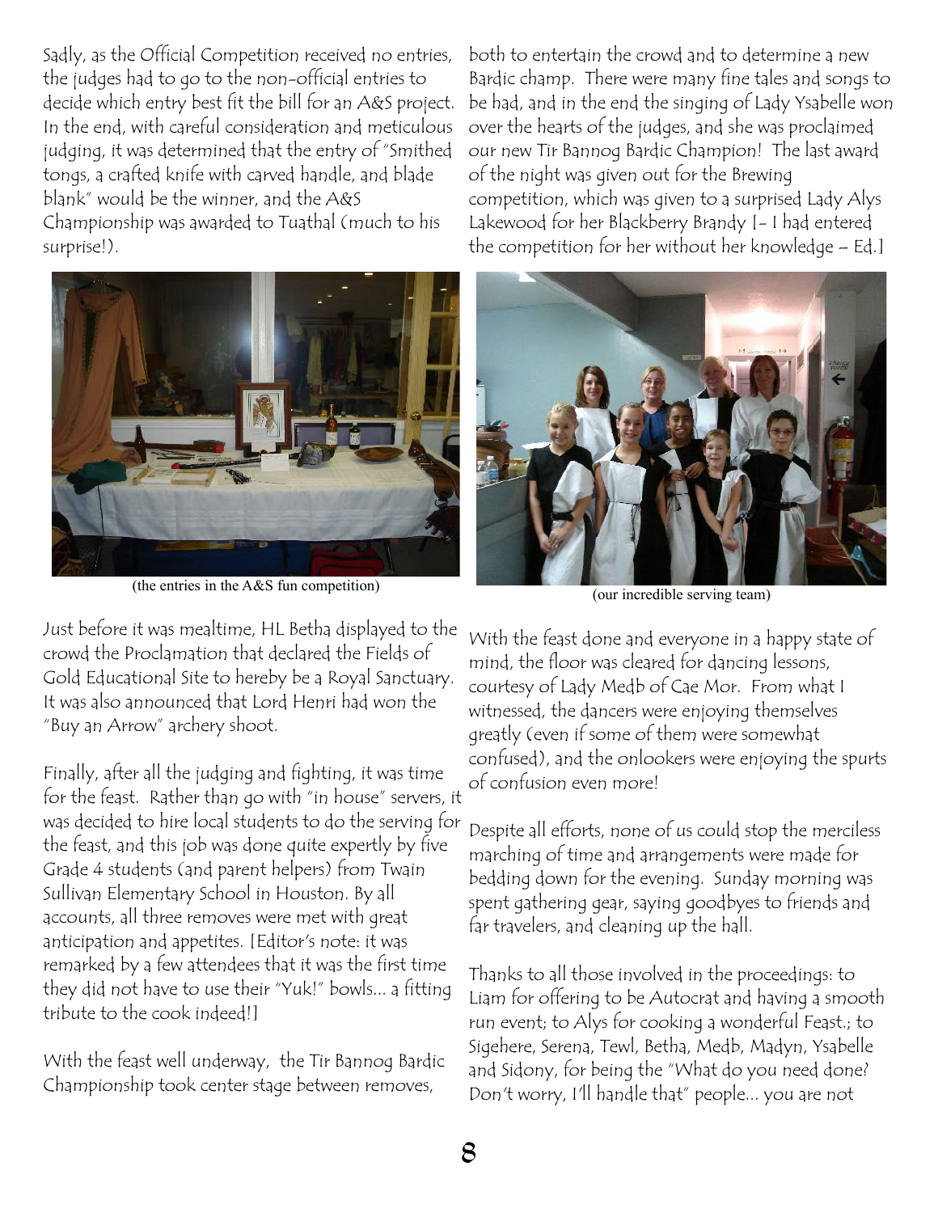Sadly, as the Official Competition received no entries, the judges had to go to the non-official entries to decide which entry best fit the bill for an A&S project. In the end, with careful consideration and meticulous judging, it was determined that the entry of "Smithed tongs, a crafted knife with carved handle, and blade blank" would be the winner, and the A&S Championship was awarded to Tuathal (much to his surprise!).

(the entries in the A&S fun competition)

Just before it was mealtime, HL Betha displayed to the crowd the Proclamation that declared the Fields of Gold Educational Site to hereby be a Royal Sanctuary. It was also announced that Lord Henri had won the "Buy an Arrow" archery shoot.

Finally, after all the judging and fighting, it was time for the feast. Rather than go with "in house" servers, it was decided to hire local students to do the serving for the feast, and this job was done quite expertly by five Grade 4 students (and parent helpers) from Twain Sullivan Elementary School in Houston. By all accounts, all three removes were met with great anticipation and appetites. [Editor's note: it was remarked by a few attendees that it was the first time they did not have to use their "Yuk!" bowls... a fitting tribute to the cook indeed!]

With the feast well underway, the Tir Bannog Bardic Championship took center stage between removes, both to entertain the crowd and to determine a new Bardic champ. There were many fine tales and songs to be had, and in the end the singing of Lady Ysabelle won over the hearts of the judges, and she was proclaimed our new Tir Bannog Bardic Champion! The last award of the night was given out for the Brewing competition, which was given to a surprised Lady Alys Lakewood for her Blackberry Brandy [- I had entered the competition for her without her knowledge – Ed.]

(our incredible serving team)

With the feast done and everyone in a happy state of mind, the floor was cleared for dancing lessons, courtesy of Lady Medb of Cae Mor. From what I witnessed, the dancers were enjoying themselves greatly (even if some of them were somewhat confused), and the onlookers were enjoying the spurts of confusion even more!

Despite all efforts, none of us could stop the merciless marching of time and arrangements were made for bedding down for the evening. Sunday morning was spent gathering gear, saying goodbyes to friends and far travelers, and cleaning up the hall.

Thanks to all those involved in the proceedings: to Liam for offering to be Autocrat and having a smooth run event; to Alys for cooking a wonderful Feast.; to Sigehere, Serena, Tewl, Betha, Medb, Madyn, Ysabelle and Sidony, for being the "What do you need done? Don't worry, I'll handle that" people... you are not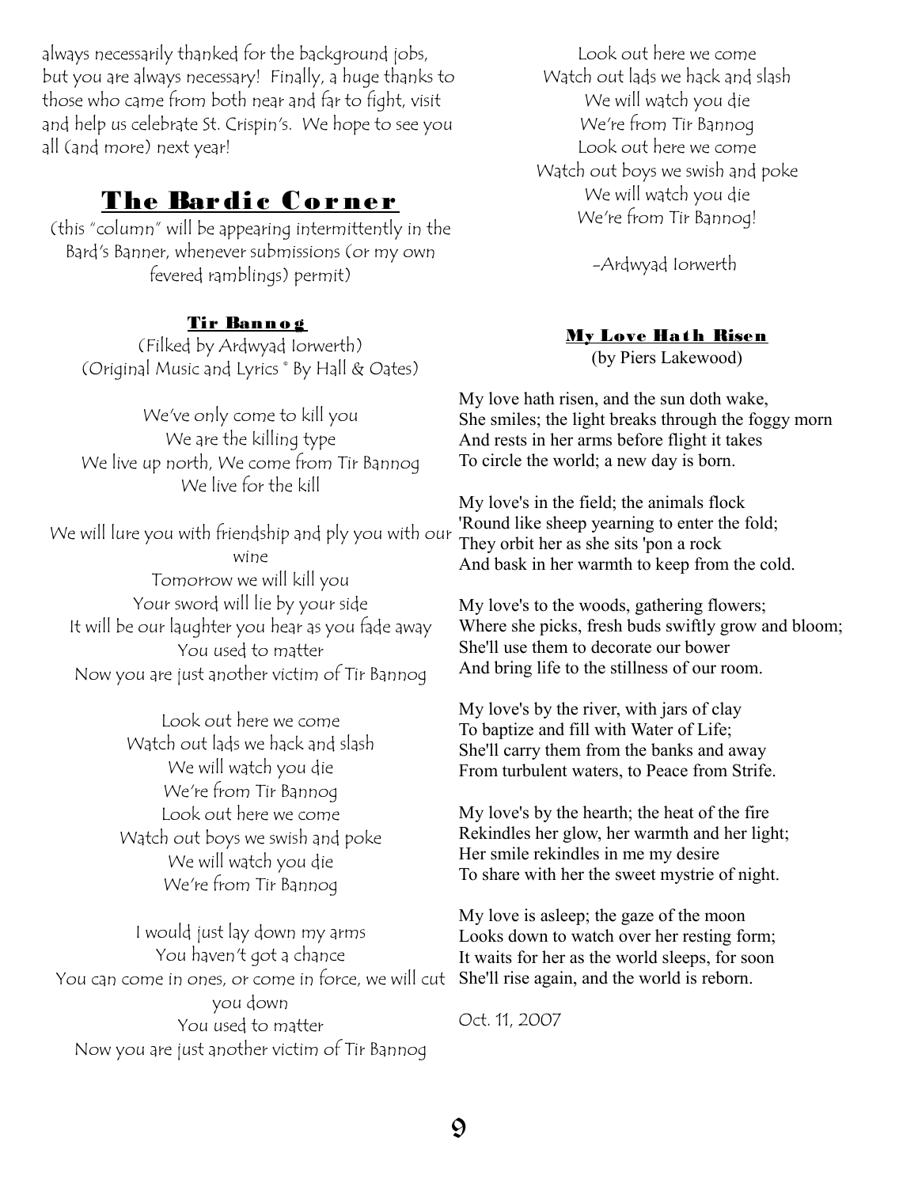always necessarily thanked for the background jobs, but you are always necessary! Finally, a huge thanks to those who came from both near and far to fight, visit and help us celebrate St. Crispin's. We hope to see you all (and more) next year!

## The Bardic Corner

(this "column" will be appearing intermittently in the Bard's Banner, whenever submissions (or my own fevered ramblings) permit)

### Tir Bannog

(Filked by Ardwyad Iorwerth)
(Original Music and Lyrics © By Hall & Oates)

We've only come to kill you
We are the killing type
We live up north, We come from Tir Bannog
We live for the kill

We will lure you with friendship and ply you with our wine
Tomorrow we will kill you
Your sword will lie by your side
It will be our laughter you hear as you fade away
You used to matter
Now you are just another victim of Tir Bannog

Look out here we come
Watch out lads we hack and slash
We will watch you die
We're from Tir Bannog
Look out here we come
Watch out boys we swish and poke
We will watch you die
We're from Tir Bannog

I would just lay down my arms
You haven't got a chance
You can come in ones, or come in force, we will cut you down
You used to matter
Now you are just another victim of Tir Bannog

Look out here we come
Watch out lads we hack and slash
We will watch you die
We're from Tir Bannog
Look out here we come
Watch out boys we swish and poke
We will watch you die
We're from Tir Bannog!

-Ardwyad Iorwerth

### My Love Hath Risen

(by Piers Lakewood)

My love hath risen, and the sun doth wake,
She smiles; the light breaks through the foggy morn
And rests in her arms before flight it takes
To circle the world; a new day is born.

My love's in the field; the animals flock
'Round like sheep yearning to enter the fold;
They orbit her as she sits 'pon a rock
And bask in her warmth to keep from the cold.

My love's to the woods, gathering flowers;
Where she picks, fresh buds swiftly grow and bloom;
She'll use them to decorate our bower
And bring life to the stillness of our room.

My love's by the river, with jars of clay
To baptize and fill with Water of Life;
She'll carry them from the banks and away
From turbulent waters, to Peace from Strife.

My love's by the hearth; the heat of the fire
Rekindles her glow, her warmth and her light;
Her smile rekindles in me my desire
To share with her the sweet mystrie of night.

My love is asleep; the gaze of the moon
Looks down to watch over her resting form;
It waits for her as the world sleeps, for soon
She'll rise again, and the world is reborn.

Oct. 11, 2007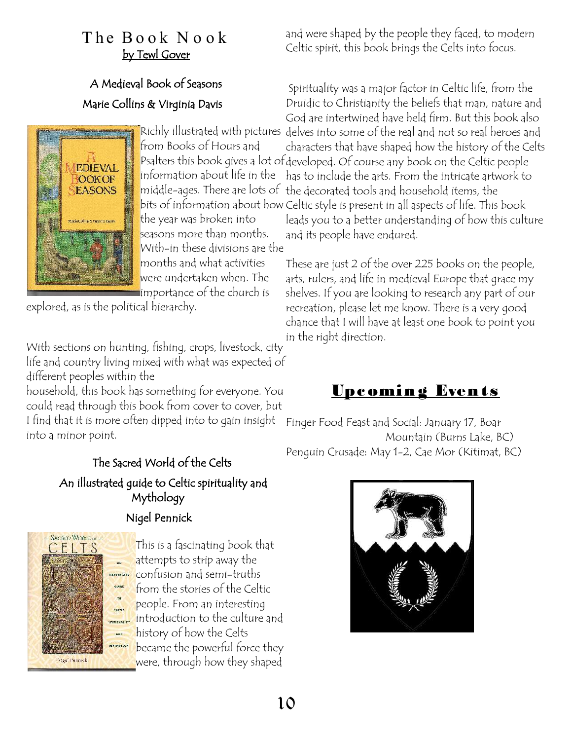## The Book Nook

by Tewl Gover

### A Medieval Book of Seasons

Marie Collins & Virginia Davis

Richly illustrated with pictures from Books of Hours and Psalters this book gives a lot of information about life in the middle-ages. There are lots of bits of information about how the year was broken into seasons more than months. With-in these divisions are the months and what activities were undertaken when. The importance of the church is explored, as is the political hierarchy.

With sections on hunting, fishing, crops, livestock, city life and country living mixed with what was expected of different peoples within the household, this book has something for everyone. You could read through this book from cover to cover, but I find that it is more often dipped into to gain insight into a minor point.

### The Sacred World of the Celts

An illustrated guide to Celtic spirituality and Mythology

Nigel Pennick

This is a fascinating book that attempts to strip away the confusion and semi-truths from the stories of the Celtic people. From an interesting introduction to the culture and history of how the Celts became the powerful force they were, through how they shaped and were shaped by the people they faced, to modern Celtic spirit, this book brings the Celts into focus.

Spirituality was a major factor in Celtic life, from the Druidic to Christianity the beliefs that man, nature and God are intertwined have held firm. But this book also delves into some of the real and not so real heroes and characters that have shaped how the history of the Celts developed. Of course any book on the Celtic people has to include the arts. From the intricate artwork to the decorated tools and household items, the Celtic style is present in all aspects of life. This book leads you to a better understanding of how this culture and its people have endured.

These are just 2 of the over 225 books on the people, arts, rulers, and life in medieval Europe that grace my shelves. If you are looking to research any part of our recreation, please let me know. There is a very good chance that I will have at least one book to point you in the right direction.

## Upcoming Events

Finger Food Feast and Social: January 17, Boar Mountain (Burns Lake, BC)

Penguin Crusade: May 1-2, Cae Mor (Kitimat, BC)